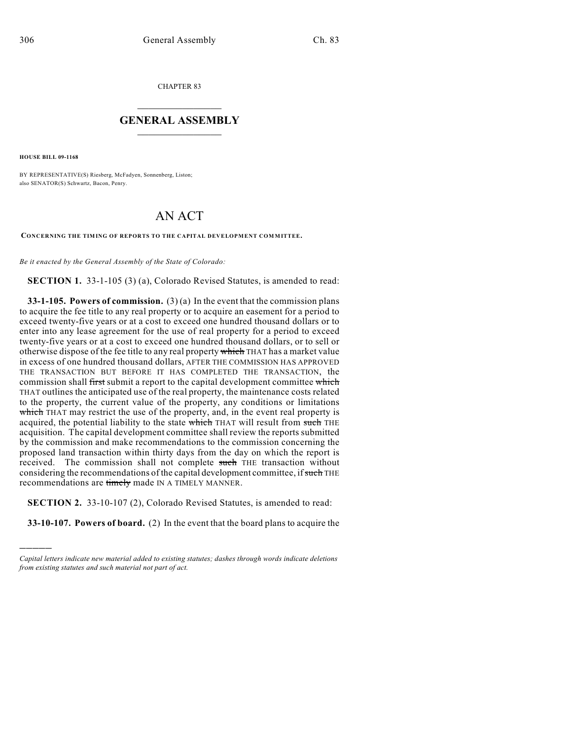CHAPTER 83

## GENERAL ASSEMBLY

**HOUSE BILL 09-1168**

BY REPRESENTATIVE(S) Riesberg, McFadyen, Sonnenberg, Liston;
also SENATOR(S) Schwartz, Bacon, Penry.

# AN ACT

**CONCERNING THE TIMING OF REPORTS TO THE CAPITAL DEVELOPMENT COMMITTEE.**

*Be it enacted by the General Assembly of the State of Colorado:*

**SECTION 1.** 33-1-105 (3) (a), Colorado Revised Statutes, is amended to read:

**33-1-105. Powers of commission.** (3) (a) In the event that the commission plans to acquire the fee title to any real property or to acquire an easement for a period to exceed twenty-five years or at a cost to exceed one hundred thousand dollars or to enter into any lease agreement for the use of real property for a period to exceed twenty-five years or at a cost to exceed one hundred thousand dollars, or to sell or otherwise dispose of the fee title to any real property ~~which~~ THAT has a market value in excess of one hundred thousand dollars, AFTER THE COMMISSION HAS APPROVED THE TRANSACTION BUT BEFORE IT HAS COMPLETED THE TRANSACTION, the commission shall ~~first~~ submit a report to the capital development committee ~~which~~ THAT outlines the anticipated use of the real property, the maintenance costs related to the property, the current value of the property, any conditions or limitations ~~which~~ THAT may restrict the use of the property, and, in the event real property is acquired, the potential liability to the state ~~which~~ THAT will result from ~~such~~ THE acquisition. The capital development committee shall review the reports submitted by the commission and make recommendations to the commission concerning the proposed land transaction within thirty days from the day on which the report is received. The commission shall not complete ~~such~~ THE transaction without considering the recommendations of the capital development committee, if ~~such~~ THE recommendations are ~~timely~~ made IN A TIMELY MANNER.

**SECTION 2.** 33-10-107 (2), Colorado Revised Statutes, is amended to read:

**33-10-107. Powers of board.** (2) In the event that the board plans to acquire the

---

*Capital letters indicate new material added to existing statutes; dashes through words indicate deletions from existing statutes and such material not part of act.*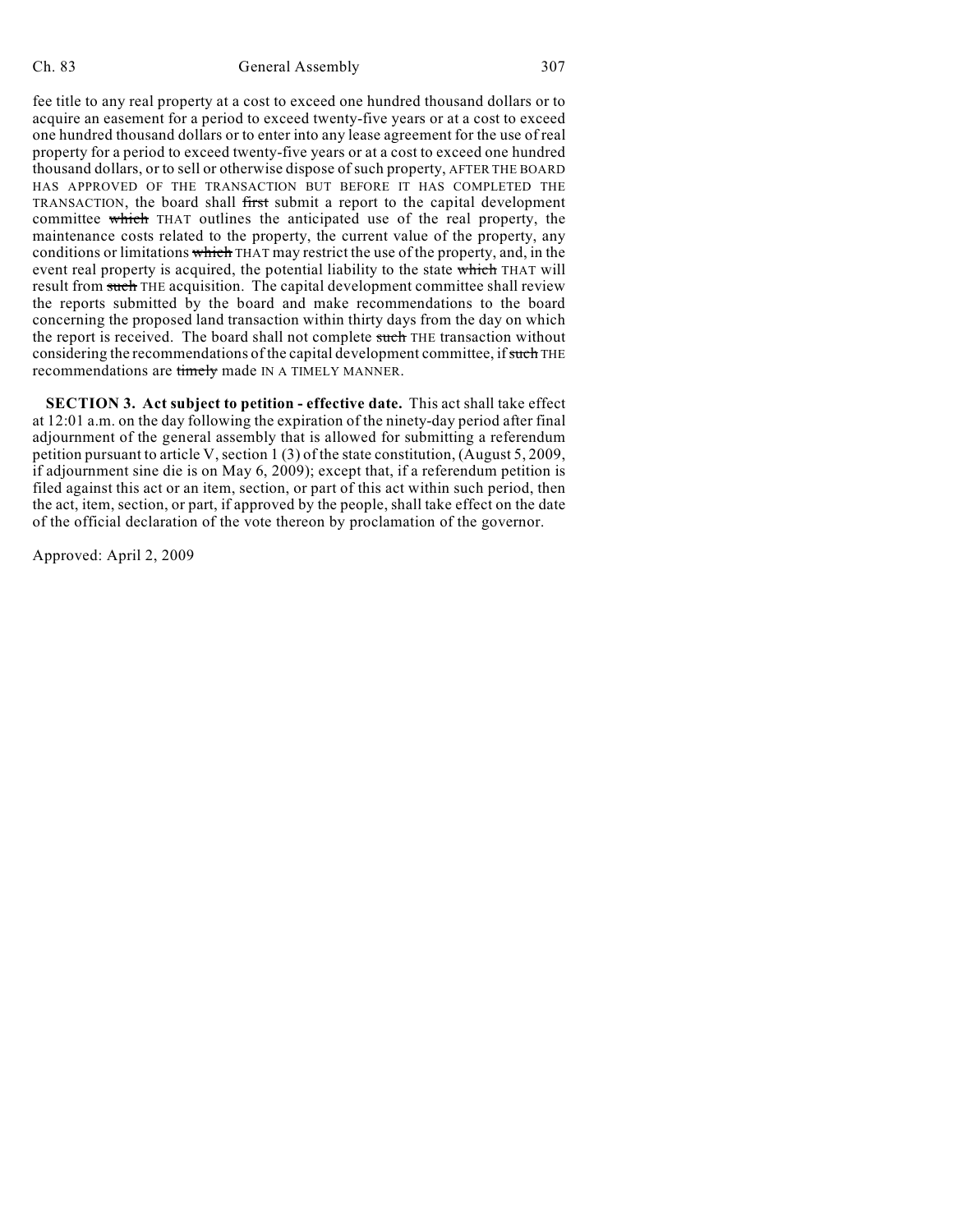fee title to any real property at a cost to exceed one hundred thousand dollars or to acquire an easement for a period to exceed twenty-five years or at a cost to exceed one hundred thousand dollars or to enter into any lease agreement for the use of real property for a period to exceed twenty-five years or at a cost to exceed one hundred thousand dollars, or to sell or otherwise dispose of such property, AFTER THE BOARD HAS APPROVED OF THE TRANSACTION BUT BEFORE IT HAS COMPLETED THE TRANSACTION, the board shall ~~first~~ submit a report to the capital development committee ~~which~~ THAT outlines the anticipated use of the real property, the maintenance costs related to the property, the current value of the property, any conditions or limitations ~~which~~ THAT may restrict the use of the property, and, in the event real property is acquired, the potential liability to the state ~~which~~ THAT will result from ~~such~~ THE acquisition. The capital development committee shall review the reports submitted by the board and make recommendations to the board concerning the proposed land transaction within thirty days from the day on which the report is received. The board shall not complete ~~such~~ THE transaction without considering the recommendations of the capital development committee, if ~~such~~ THE recommendations are ~~timely~~ made IN A TIMELY MANNER.

**SECTION 3. Act subject to petition - effective date.** This act shall take effect at 12:01 a.m. on the day following the expiration of the ninety-day period after final adjournment of the general assembly that is allowed for submitting a referendum petition pursuant to article V, section 1 (3) of the state constitution, (August 5, 2009, if adjournment sine die is on May 6, 2009); except that, if a referendum petition is filed against this act or an item, section, or part of this act within such period, then the act, item, section, or part, if approved by the people, shall take effect on the date of the official declaration of the vote thereon by proclamation of the governor.

Approved: April 2, 2009